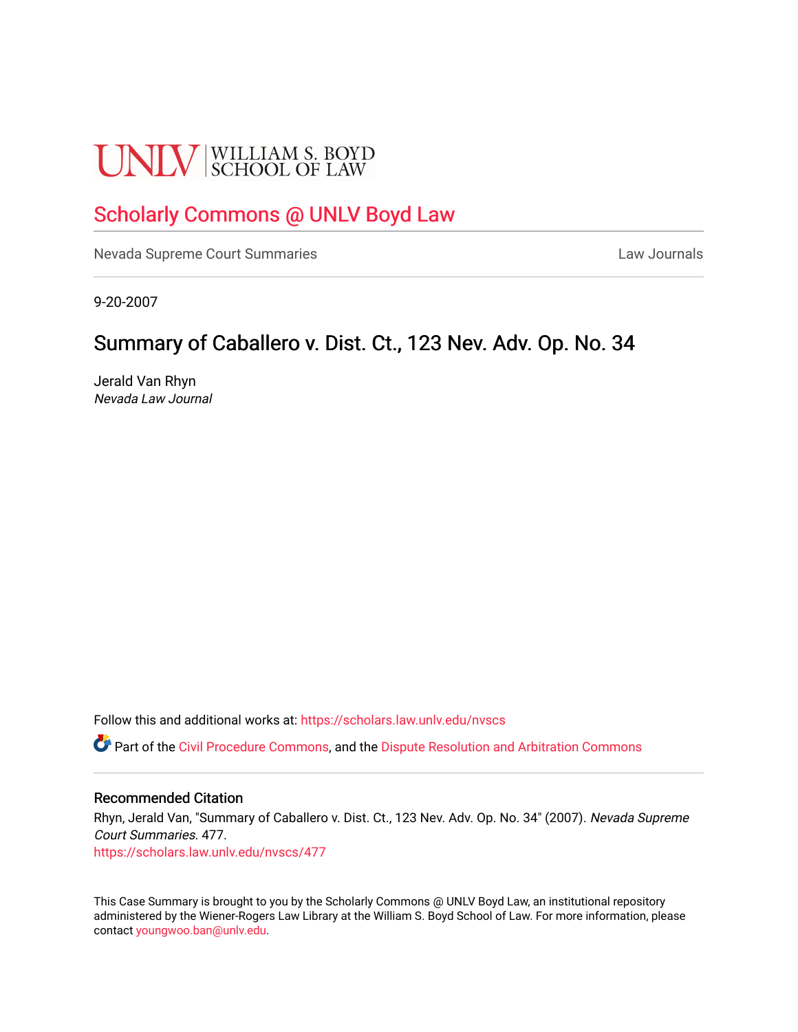UNLV | WILLIAM S. BOYD SCHOOL OF LAW

## Scholarly Commons @ UNLV Boyd Law

Nevada Supreme Court Summaries

Law Journals

9-20-2007

# Summary of Caballero v. Dist. Ct., 123 Nev. Adv. Op. No. 34

Jerald Van Rhyn
*Nevada Law Journal*

Follow this and additional works at: https://scholars.law.unlv.edu/nvscs

Part of the Civil Procedure Commons, and the Dispute Resolution and Arbitration Commons

### Recommended Citation

Rhyn, Jerald Van, "Summary of Caballero v. Dist. Ct., 123 Nev. Adv. Op. No. 34" (2007). *Nevada Supreme Court Summaries*. 477.
https://scholars.law.unlv.edu/nvscs/477

This Case Summary is brought to you by the Scholarly Commons @ UNLV Boyd Law, an institutional repository administered by the Wiener-Rogers Law Library at the William S. Boyd School of Law. For more information, please contact youngwoo.ban@unlv.edu.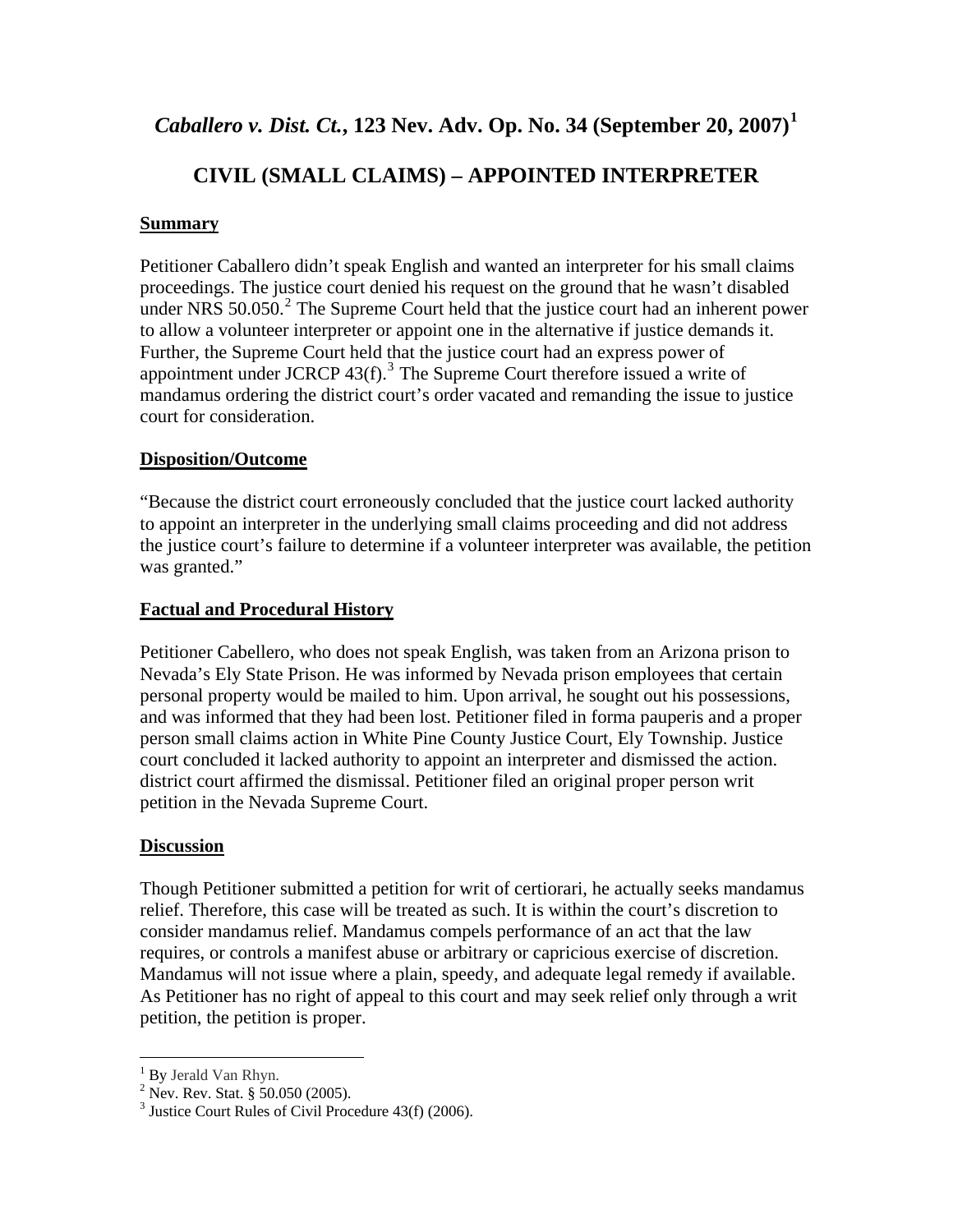# *Caballero v. Dist. Ct.*, 123 Nev. Adv. Op. No. 34 (September 20, 2007)[1]

## CIVIL (SMALL CLAIMS) – APPOINTED INTERPRETER

### Summary

Petitioner Caballero didn't speak English and wanted an interpreter for his small claims proceedings. The justice court denied his request on the ground that he wasn't disabled under NRS 50.050.[2] The Supreme Court held that the justice court had an inherent power to allow a volunteer interpreter or appoint one in the alternative if justice demands it. Further, the Supreme Court held that the justice court had an express power of appointment under JCRCP 43(f).[3] The Supreme Court therefore issued a write of mandamus ordering the district court's order vacated and remanding the issue to justice court for consideration.

### Disposition/Outcome

"Because the district court erroneously concluded that the justice court lacked authority to appoint an interpreter in the underlying small claims proceeding and did not address the justice court's failure to determine if a volunteer interpreter was available, the petition was granted."

### Factual and Procedural History

Petitioner Cabellero, who does not speak English, was taken from an Arizona prison to Nevada's Ely State Prison. He was informed by Nevada prison employees that certain personal property would be mailed to him. Upon arrival, he sought out his possessions, and was informed that they had been lost. Petitioner filed in forma pauperis and a proper person small claims action in White Pine County Justice Court, Ely Township. Justice court concluded it lacked authority to appoint an interpreter and dismissed the action. district court affirmed the dismissal. Petitioner filed an original proper person writ petition in the Nevada Supreme Court.

### Discussion

Though Petitioner submitted a petition for writ of certiorari, he actually seeks mandamus relief. Therefore, this case will be treated as such. It is within the court's discretion to consider mandamus relief. Mandamus compels performance of an act that the law requires, or controls a manifest abuse or arbitrary or capricious exercise of discretion. Mandamus will not issue where a plain, speedy, and adequate legal remedy if available. As Petitioner has no right of appeal to this court and may seek relief only through a writ petition, the petition is proper.

---

[1] By Jerald Van Rhyn.

[2] Nev. Rev. Stat. § 50.050 (2005).

[3] Justice Court Rules of Civil Procedure 43(f) (2006).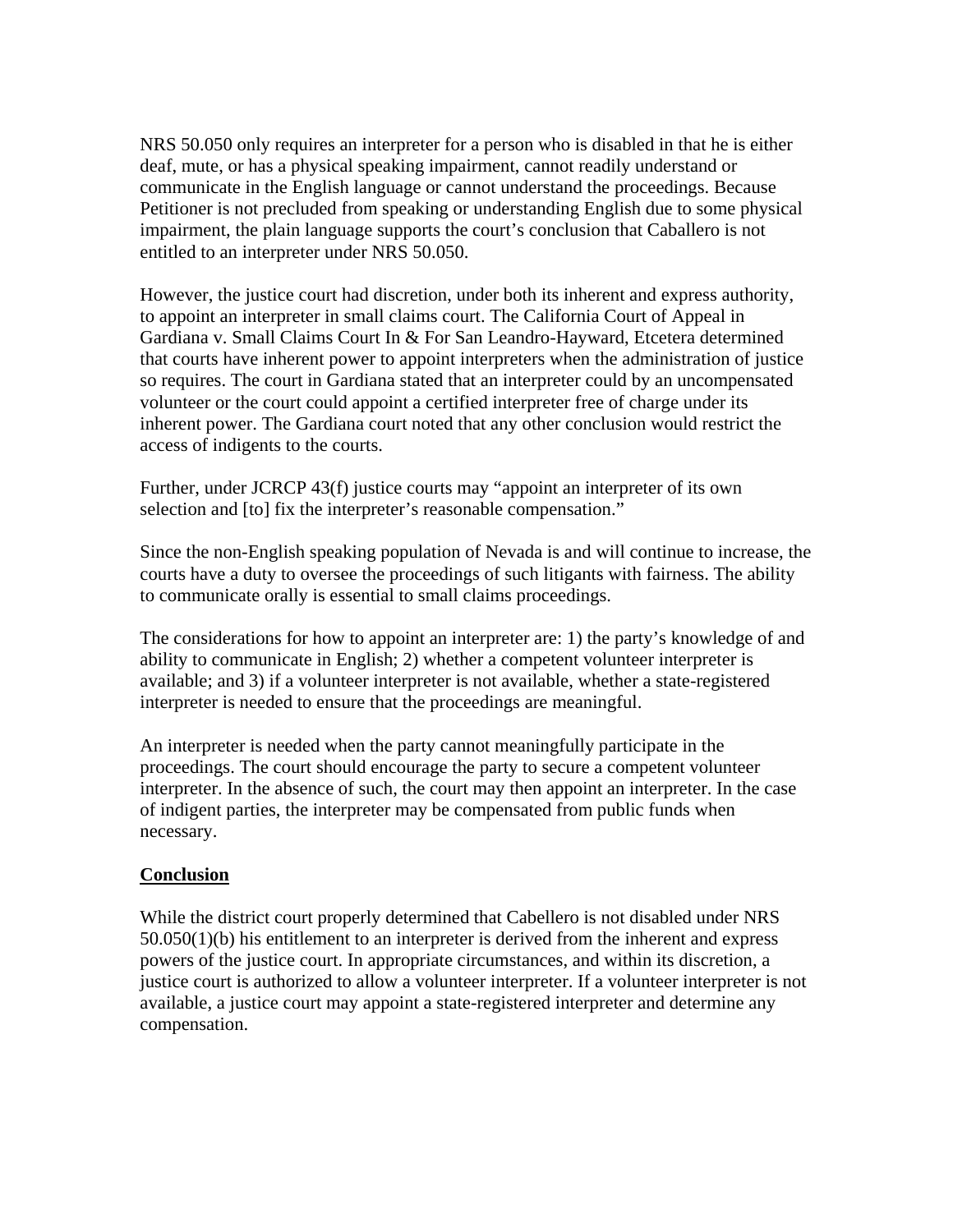NRS 50.050 only requires an interpreter for a person who is disabled in that he is either deaf, mute, or has a physical speaking impairment, cannot readily understand or communicate in the English language or cannot understand the proceedings. Because Petitioner is not precluded from speaking or understanding English due to some physical impairment, the plain language supports the court's conclusion that Caballero is not entitled to an interpreter under NRS 50.050.

However, the justice court had discretion, under both its inherent and express authority, to appoint an interpreter in small claims court. The California Court of Appeal in Gardiana v. Small Claims Court In & For San Leandro-Hayward, Etcetera determined that courts have inherent power to appoint interpreters when the administration of justice so requires. The court in Gardiana stated that an interpreter could by an uncompensated volunteer or the court could appoint a certified interpreter free of charge under its inherent power. The Gardiana court noted that any other conclusion would restrict the access of indigents to the courts.

Further, under JCRCP 43(f) justice courts may "appoint an interpreter of its own selection and [to] fix the interpreter's reasonable compensation."

Since the non-English speaking population of Nevada is and will continue to increase, the courts have a duty to oversee the proceedings of such litigants with fairness. The ability to communicate orally is essential to small claims proceedings.

The considerations for how to appoint an interpreter are: 1) the party's knowledge of and ability to communicate in English; 2) whether a competent volunteer interpreter is available; and 3) if a volunteer interpreter is not available, whether a state-registered interpreter is needed to ensure that the proceedings are meaningful.

An interpreter is needed when the party cannot meaningfully participate in the proceedings. The court should encourage the party to secure a competent volunteer interpreter. In the absence of such, the court may then appoint an interpreter. In the case of indigent parties, the interpreter may be compensated from public funds when necessary.

**Conclusion**

While the district court properly determined that Cabellero is not disabled under NRS 50.050(1)(b) his entitlement to an interpreter is derived from the inherent and express powers of the justice court. In appropriate circumstances, and within its discretion, a justice court is authorized to allow a volunteer interpreter. If a volunteer interpreter is not available, a justice court may appoint a state-registered interpreter and determine any compensation.